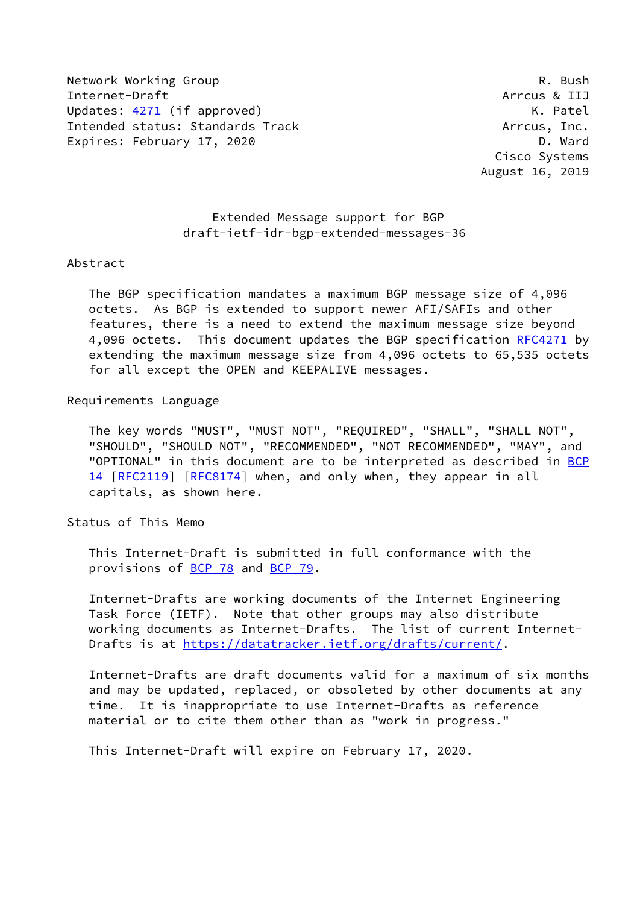Network Working Group R. Bush
Internet-Draft Arrcus & IIJ
Updates: 4271 (if approved) K. Patel
Intended status: Standards Track Arrcus, Inc.
Expires: February 17, 2020 D. Ward
Cisco Systems
August 16, 2019

# Extended Message support for BGP
## draft-ietf-idr-bgp-extended-messages-36

## Abstract

The BGP specification mandates a maximum BGP message size of 4,096 octets. As BGP is extended to support newer AFI/SAFIs and other features, there is a need to extend the maximum message size beyond 4,096 octets. This document updates the BGP specification RFC4271 by extending the maximum message size from 4,096 octets to 65,535 octets for all except the OPEN and KEEPALIVE messages.

## Requirements Language

The key words "MUST", "MUST NOT", "REQUIRED", "SHALL", "SHALL NOT", "SHOULD", "SHOULD NOT", "RECOMMENDED", "NOT RECOMMENDED", "MAY", and "OPTIONAL" in this document are to be interpreted as described in BCP 14 [RFC2119] [RFC8174] when, and only when, they appear in all capitals, as shown here.

## Status of This Memo

This Internet-Draft is submitted in full conformance with the provisions of BCP 78 and BCP 79.

Internet-Drafts are working documents of the Internet Engineering Task Force (IETF). Note that other groups may also distribute working documents as Internet-Drafts. The list of current Internet-Drafts is at https://datatracker.ietf.org/drafts/current/.

Internet-Drafts are draft documents valid for a maximum of six months and may be updated, replaced, or obsoleted by other documents at any time. It is inappropriate to use Internet-Drafts as reference material or to cite them other than as "work in progress."

This Internet-Draft will expire on February 17, 2020.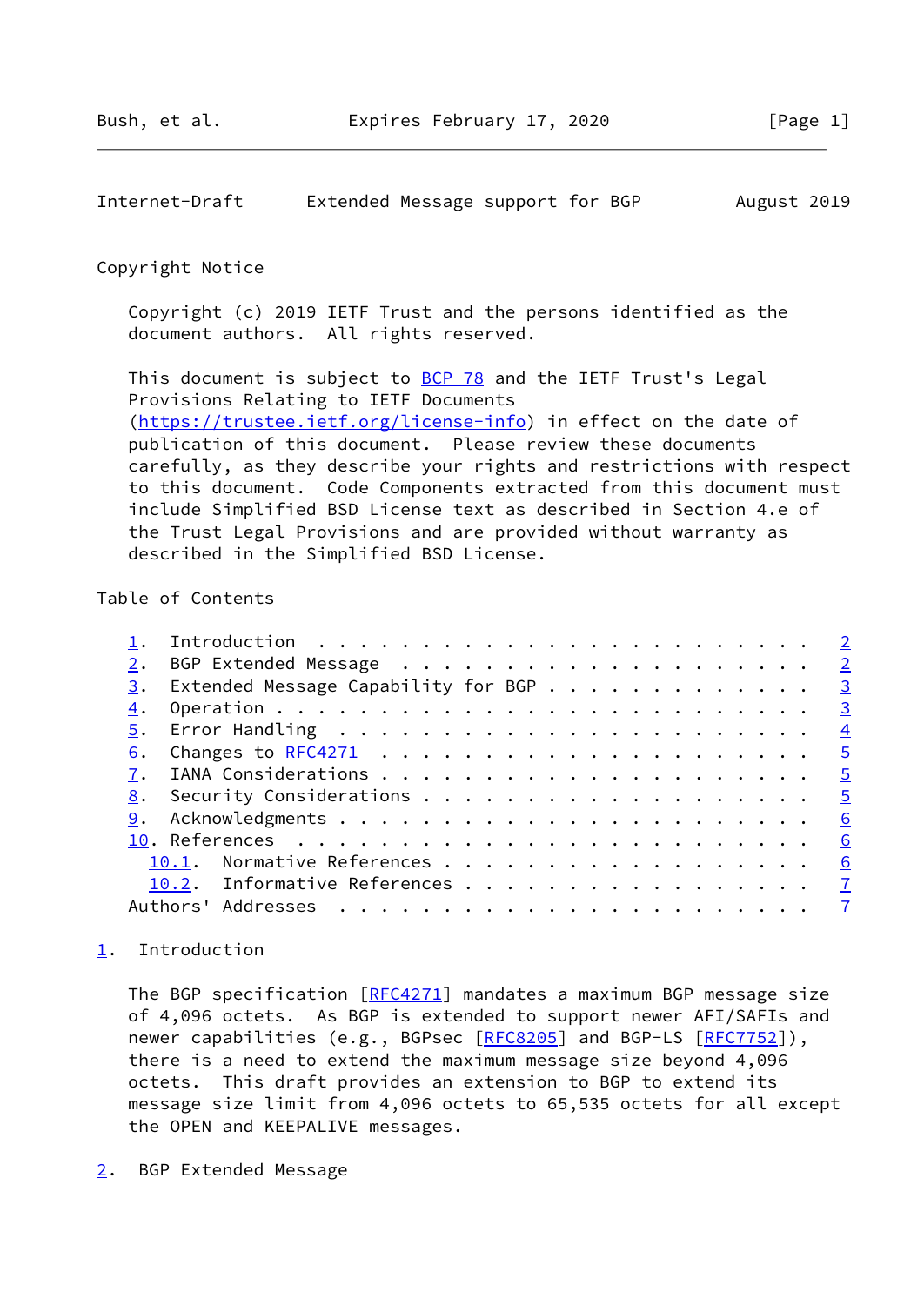## Copyright Notice

Copyright (c) 2019 IETF Trust and the persons identified as the document authors. All rights reserved.

This document is subject to BCP 78 and the IETF Trust's Legal Provisions Relating to IETF Documents (https://trustee.ietf.org/license-info) in effect on the date of publication of this document. Please review these documents carefully, as they describe your rights and restrictions with respect to this document. Code Components extracted from this document must include Simplified BSD License text as described in Section 4.e of the Trust Legal Provisions and are provided without warranty as described in the Simplified BSD License.

## Table of Contents

```
1.  Introduction . . . . . . . . . . . . . . . . . . . . . . . .   2
2.  BGP Extended Message . . . . . . . . . . . . . . . . . . . .   2
3.  Extended Message Capability for BGP . . . . . . . . . . . . .   3
4.  Operation . . . . . . . . . . . . . . . . . . . . . . . . . .   3
5.  Error Handling . . . . . . . . . . . . . . . . . . . . . . .   4
6.  Changes to RFC4271 . . . . . . . . . . . . . . . . . . . . .   5
7.  IANA Considerations . . . . . . . . . . . . . . . . . . . . .   5
8.  Security Considerations . . . . . . . . . . . . . . . . . . .   5
9.  Acknowledgments . . . . . . . . . . . . . . . . . . . . . . .   6
10. References . . . . . . . . . . . . . . . . . . . . . . . . .   6
  10.1.  Normative References . . . . . . . . . . . . . . . . . .   6
  10.2.  Informative References . . . . . . . . . . . . . . . . .   7
Authors' Addresses . . . . . . . . . . . . . . . . . . . . . . .   7
```

## 1. Introduction

The BGP specification [RFC4271] mandates a maximum BGP message size of 4,096 octets. As BGP is extended to support newer AFI/SAFIs and newer capabilities (e.g., BGPsec [RFC8205] and BGP-LS [RFC7752]), there is a need to extend the maximum message size beyond 4,096 octets. This draft provides an extension to BGP to extend its message size limit from 4,096 octets to 65,535 octets for all except the OPEN and KEEPALIVE messages.

## 2. BGP Extended Message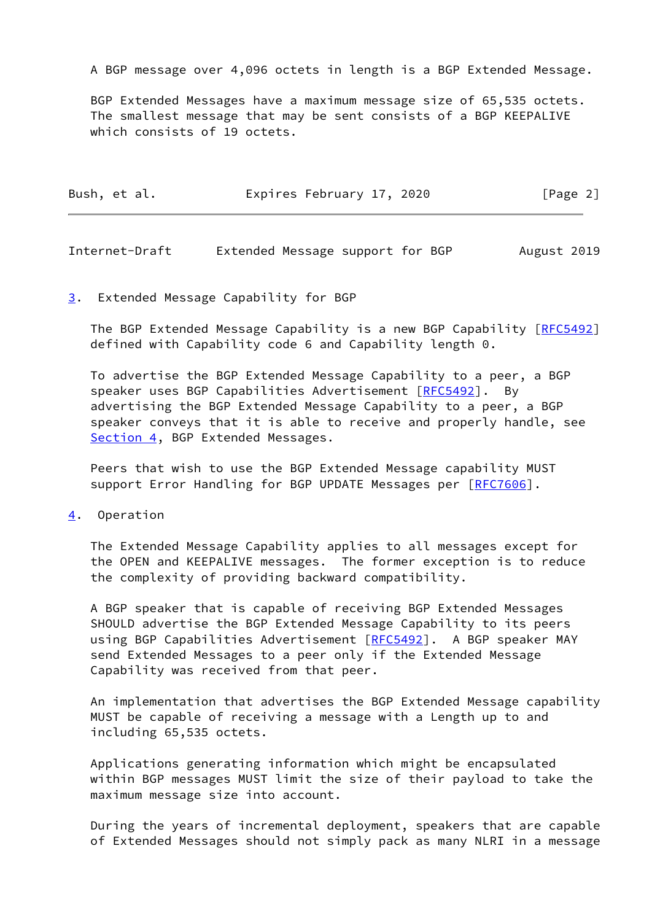A BGP message over 4,096 octets in length is a BGP Extended Message.

BGP Extended Messages have a maximum message size of 65,535 octets. The smallest message that may be sent consists of a BGP KEEPALIVE which consists of 19 octets.

## 3. Extended Message Capability for BGP

The BGP Extended Message Capability is a new BGP Capability [RFC5492] defined with Capability code 6 and Capability length 0.

To advertise the BGP Extended Message Capability to a peer, a BGP speaker uses BGP Capabilities Advertisement [RFC5492]. By advertising the BGP Extended Message Capability to a peer, a BGP speaker conveys that it is able to receive and properly handle, see Section 4, BGP Extended Messages.

Peers that wish to use the BGP Extended Message capability MUST support Error Handling for BGP UPDATE Messages per [RFC7606].

## 4. Operation

The Extended Message Capability applies to all messages except for the OPEN and KEEPALIVE messages. The former exception is to reduce the complexity of providing backward compatibility.

A BGP speaker that is capable of receiving BGP Extended Messages SHOULD advertise the BGP Extended Message Capability to its peers using BGP Capabilities Advertisement [RFC5492]. A BGP speaker MAY send Extended Messages to a peer only if the Extended Message Capability was received from that peer.

An implementation that advertises the BGP Extended Message capability MUST be capable of receiving a message with a Length up to and including 65,535 octets.

Applications generating information which might be encapsulated within BGP messages MUST limit the size of their payload to take the maximum message size into account.

During the years of incremental deployment, speakers that are capable of Extended Messages should not simply pack as many NLRI in a message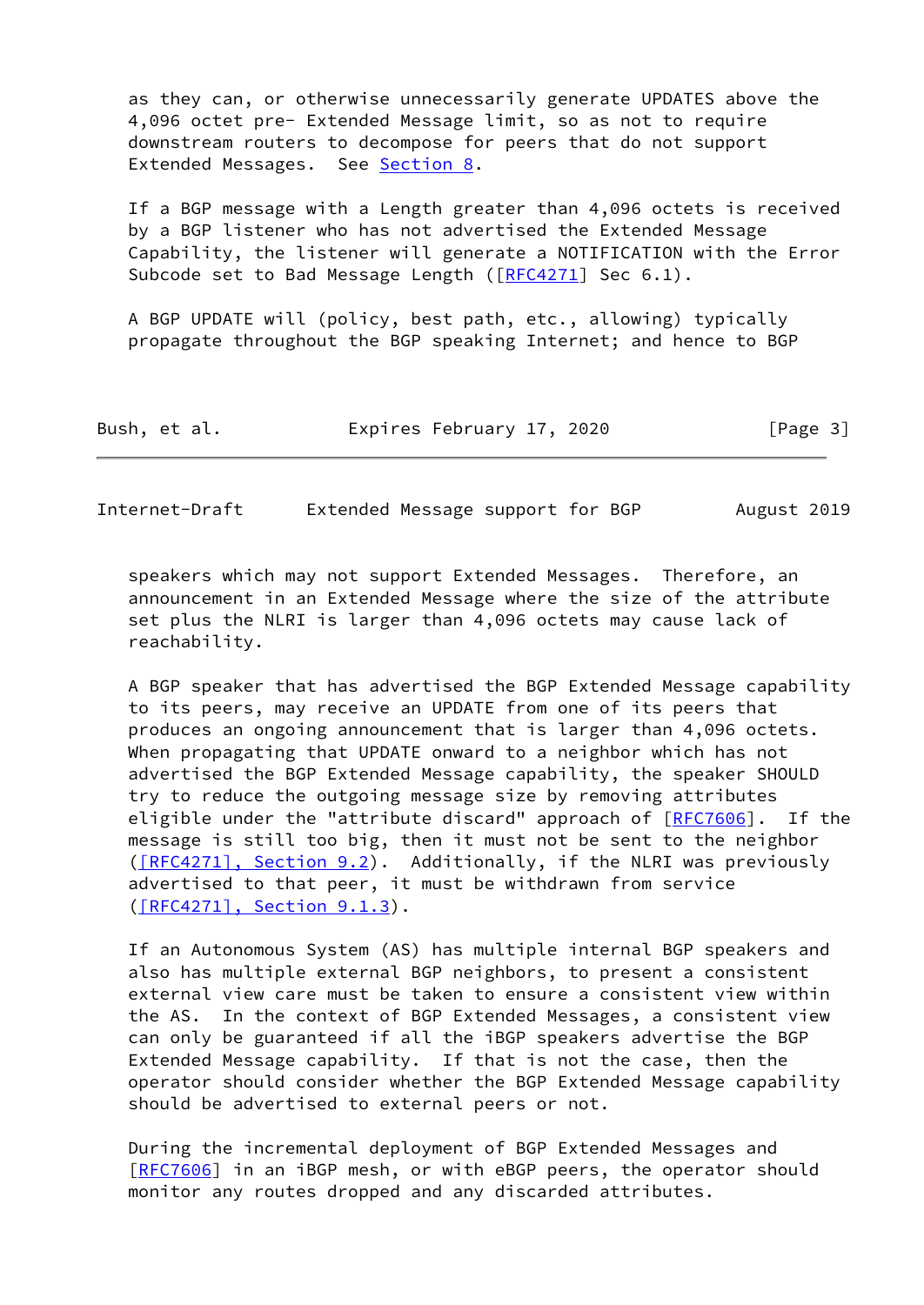as they can, or otherwise unnecessarily generate UPDATES above the 4,096 octet pre- Extended Message limit, so as not to require downstream routers to decompose for peers that do not support Extended Messages. See Section 8.

If a BGP message with a Length greater than 4,096 octets is received by a BGP listener who has not advertised the Extended Message Capability, the listener will generate a NOTIFICATION with the Error Subcode set to Bad Message Length ([RFC4271] Sec 6.1).

A BGP UPDATE will (policy, best path, etc., allowing) typically propagate throughout the BGP speaking Internet; and hence to BGP speakers which may not support Extended Messages. Therefore, an announcement in an Extended Message where the size of the attribute set plus the NLRI is larger than 4,096 octets may cause lack of reachability.

A BGP speaker that has advertised the BGP Extended Message capability to its peers, may receive an UPDATE from one of its peers that produces an ongoing announcement that is larger than 4,096 octets. When propagating that UPDATE onward to a neighbor which has not advertised the BGP Extended Message capability, the speaker SHOULD try to reduce the outgoing message size by removing attributes eligible under the "attribute discard" approach of [RFC7606]. If the message is still too big, then it must not be sent to the neighbor ([RFC4271], Section 9.2). Additionally, if the NLRI was previously advertised to that peer, it must be withdrawn from service ([RFC4271], Section 9.1.3).

If an Autonomous System (AS) has multiple internal BGP speakers and also has multiple external BGP neighbors, to present a consistent external view care must be taken to ensure a consistent view within the AS. In the context of BGP Extended Messages, a consistent view can only be guaranteed if all the iBGP speakers advertise the BGP Extended Message capability. If that is not the case, then the operator should consider whether the BGP Extended Message capability should be advertised to external peers or not.

During the incremental deployment of BGP Extended Messages and [RFC7606] in an iBGP mesh, or with eBGP peers, the operator should monitor any routes dropped and any discarded attributes.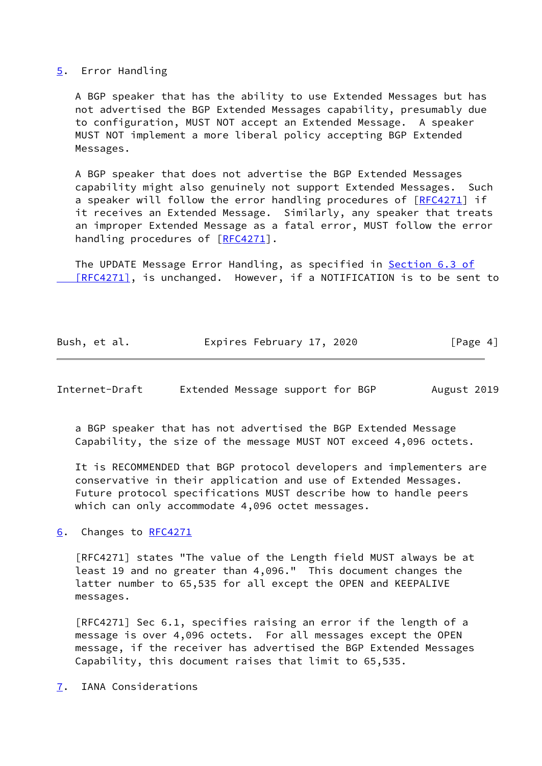## 5. Error Handling

A BGP speaker that has the ability to use Extended Messages but has not advertised the BGP Extended Messages capability, presumably due to configuration, MUST NOT accept an Extended Message. A speaker MUST NOT implement a more liberal policy accepting BGP Extended Messages.

A BGP speaker that does not advertise the BGP Extended Messages capability might also genuinely not support Extended Messages. Such a speaker will follow the error handling procedures of [RFC4271] if it receives an Extended Message. Similarly, any speaker that treats an improper Extended Message as a fatal error, MUST follow the error handling procedures of [RFC4271].

The UPDATE Message Error Handling, as specified in Section 6.3 of [RFC4271], is unchanged. However, if a NOTIFICATION is to be sent to a BGP speaker that has not advertised the BGP Extended Message Capability, the size of the message MUST NOT exceed 4,096 octets.

It is RECOMMENDED that BGP protocol developers and implementers are conservative in their application and use of Extended Messages. Future protocol specifications MUST describe how to handle peers which can only accommodate 4,096 octet messages.

## 6. Changes to RFC4271

[RFC4271] states "The value of the Length field MUST always be at least 19 and no greater than 4,096." This document changes the latter number to 65,535 for all except the OPEN and KEEPALIVE messages.

[RFC4271] Sec 6.1, specifies raising an error if the length of a message is over 4,096 octets. For all messages except the OPEN message, if the receiver has advertised the BGP Extended Messages Capability, this document raises that limit to 65,535.

## 7. IANA Considerations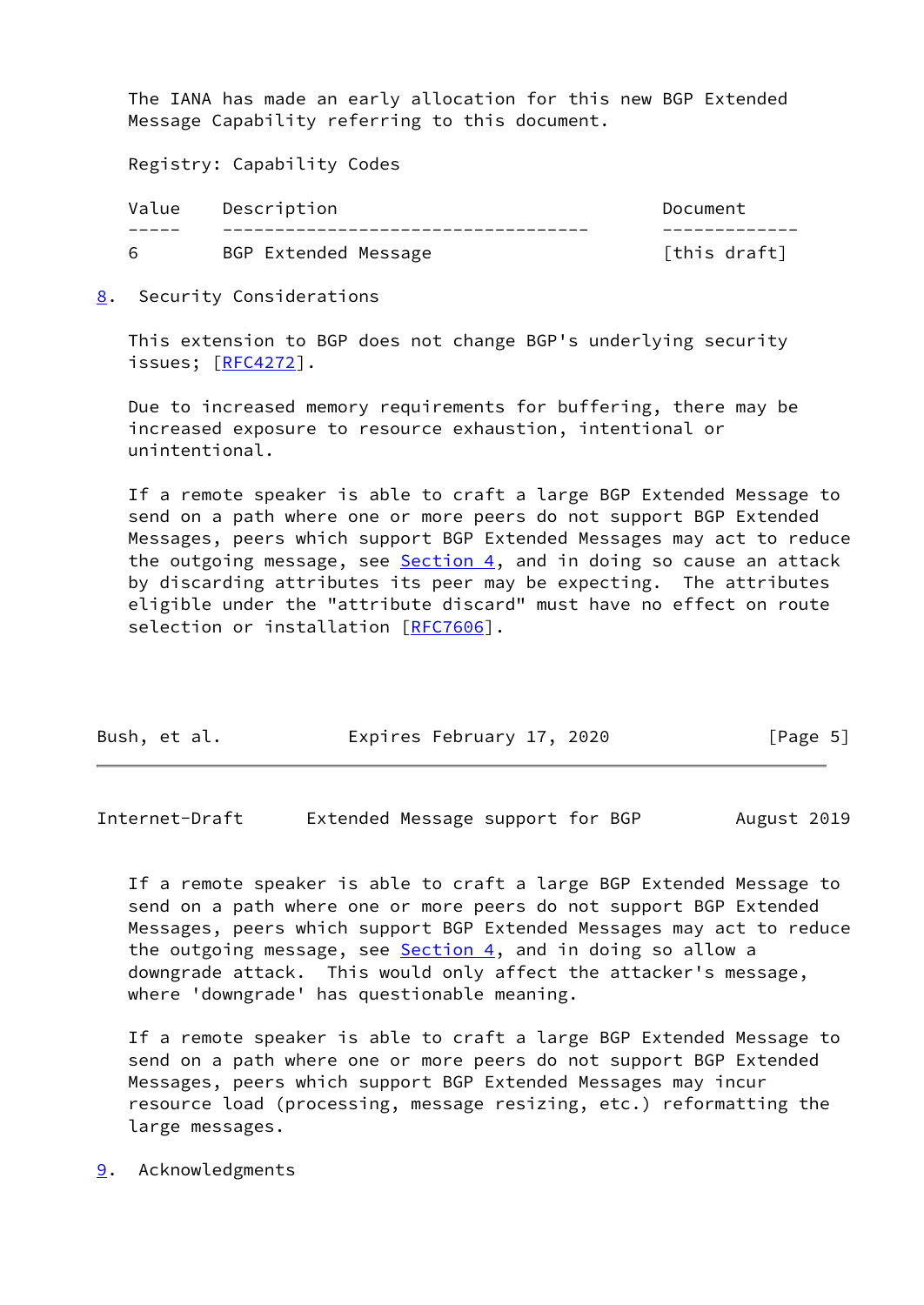The IANA has made an early allocation for this new BGP Extended Message Capability referring to this document.

Registry: Capability Codes

| Value | Description | Document |
| --- | --- | --- |
| 6 | BGP Extended Message | [this draft] |

## 8. Security Considerations

This extension to BGP does not change BGP's underlying security issues; [RFC4272].

Due to increased memory requirements for buffering, there may be increased exposure to resource exhaustion, intentional or unintentional.

If a remote speaker is able to craft a large BGP Extended Message to send on a path where one or more peers do not support BGP Extended Messages, peers which support BGP Extended Messages may act to reduce the outgoing message, see Section 4, and in doing so cause an attack by discarding attributes its peer may be expecting. The attributes eligible under the "attribute discard" must have no effect on route selection or installation [RFC7606].

If a remote speaker is able to craft a large BGP Extended Message to send on a path where one or more peers do not support BGP Extended Messages, peers which support BGP Extended Messages may act to reduce the outgoing message, see Section 4, and in doing so allow a downgrade attack. This would only affect the attacker's message, where 'downgrade' has questionable meaning.

If a remote speaker is able to craft a large BGP Extended Message to send on a path where one or more peers do not support BGP Extended Messages, peers which support BGP Extended Messages may incur resource load (processing, message resizing, etc.) reformatting the large messages.

## 9. Acknowledgments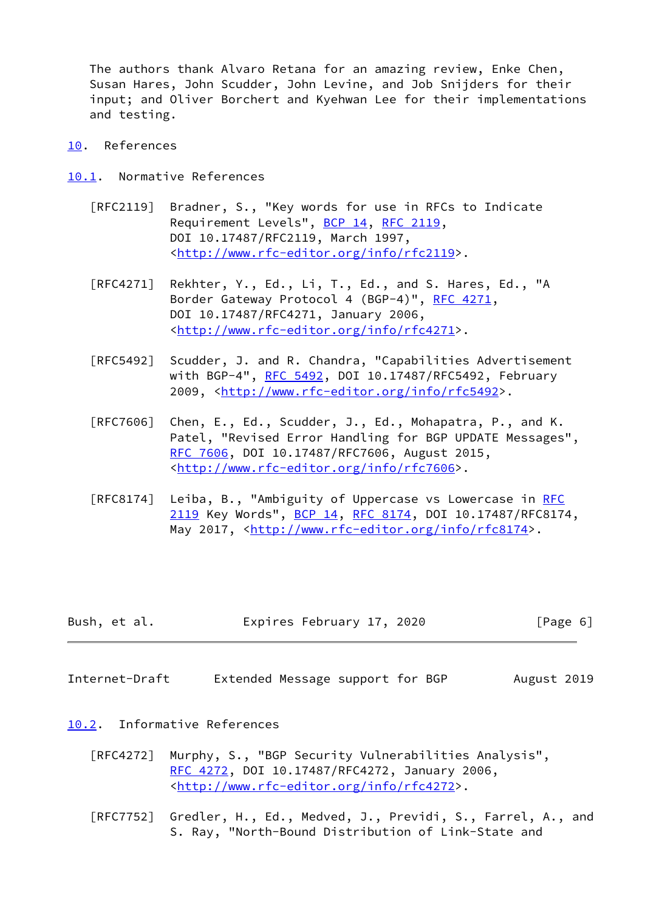The authors thank Alvaro Retana for an amazing review, Enke Chen, Susan Hares, John Scudder, John Levine, and Job Snijders for their input; and Oliver Borchert and Kyehwan Lee for their implementations and testing.

# 10. References

## 10.1. Normative References

[RFC2119] Bradner, S., "Key words for use in RFCs to Indicate Requirement Levels", BCP 14, RFC 2119, DOI 10.17487/RFC2119, March 1997, <http://www.rfc-editor.org/info/rfc2119>.

[RFC4271] Rekhter, Y., Ed., Li, T., Ed., and S. Hares, Ed., "A Border Gateway Protocol 4 (BGP-4)", RFC 4271, DOI 10.17487/RFC4271, January 2006, <http://www.rfc-editor.org/info/rfc4271>.

[RFC5492] Scudder, J. and R. Chandra, "Capabilities Advertisement with BGP-4", RFC 5492, DOI 10.17487/RFC5492, February 2009, <http://www.rfc-editor.org/info/rfc5492>.

[RFC7606] Chen, E., Ed., Scudder, J., Ed., Mohapatra, P., and K. Patel, "Revised Error Handling for BGP UPDATE Messages", RFC 7606, DOI 10.17487/RFC7606, August 2015, <http://www.rfc-editor.org/info/rfc7606>.

[RFC8174] Leiba, B., "Ambiguity of Uppercase vs Lowercase in RFC 2119 Key Words", BCP 14, RFC 8174, DOI 10.17487/RFC8174, May 2017, <http://www.rfc-editor.org/info/rfc8174>.

## 10.2. Informative References

[RFC4272] Murphy, S., "BGP Security Vulnerabilities Analysis", RFC 4272, DOI 10.17487/RFC4272, January 2006, <http://www.rfc-editor.org/info/rfc4272>.

[RFC7752] Gredler, H., Ed., Medved, J., Previdi, S., Farrel, A., and S. Ray, "North-Bound Distribution of Link-State and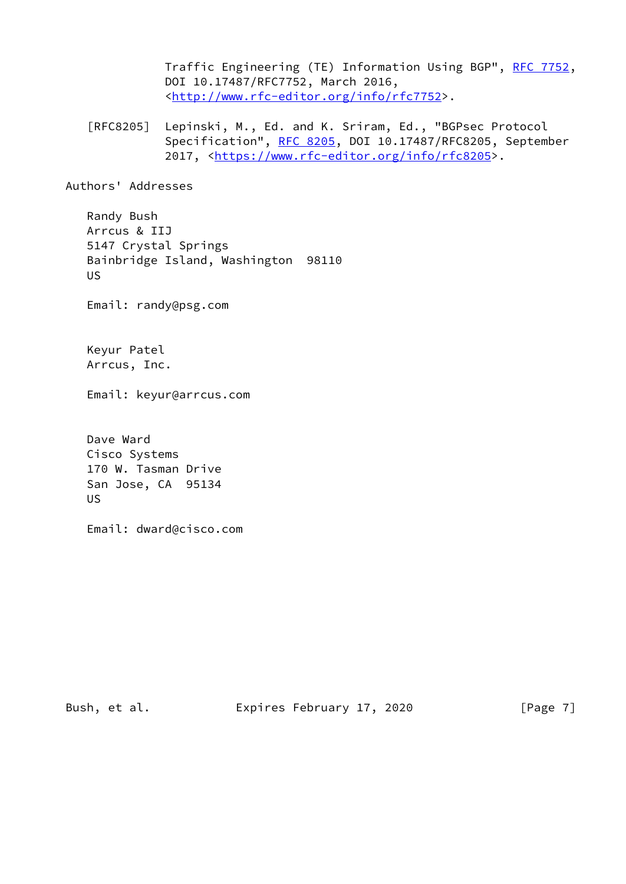Traffic Engineering (TE) Information Using BGP", RFC 7752, DOI 10.17487/RFC7752, March 2016, <http://www.rfc-editor.org/info/rfc7752>.

[RFC8205] Lepinski, M., Ed. and K. Sriram, Ed., "BGPsec Protocol Specification", RFC 8205, DOI 10.17487/RFC8205, September 2017, <https://www.rfc-editor.org/info/rfc8205>.

# Authors' Addresses

Randy Bush
Arrcus & IIJ
5147 Crystal Springs
Bainbridge Island, Washington 98110
US

Email: randy@psg.com

Keyur Patel
Arrcus, Inc.

Email: keyur@arrcus.com

Dave Ward
Cisco Systems
170 W. Tasman Drive
San Jose, CA 95134
US

Email: dward@cisco.com